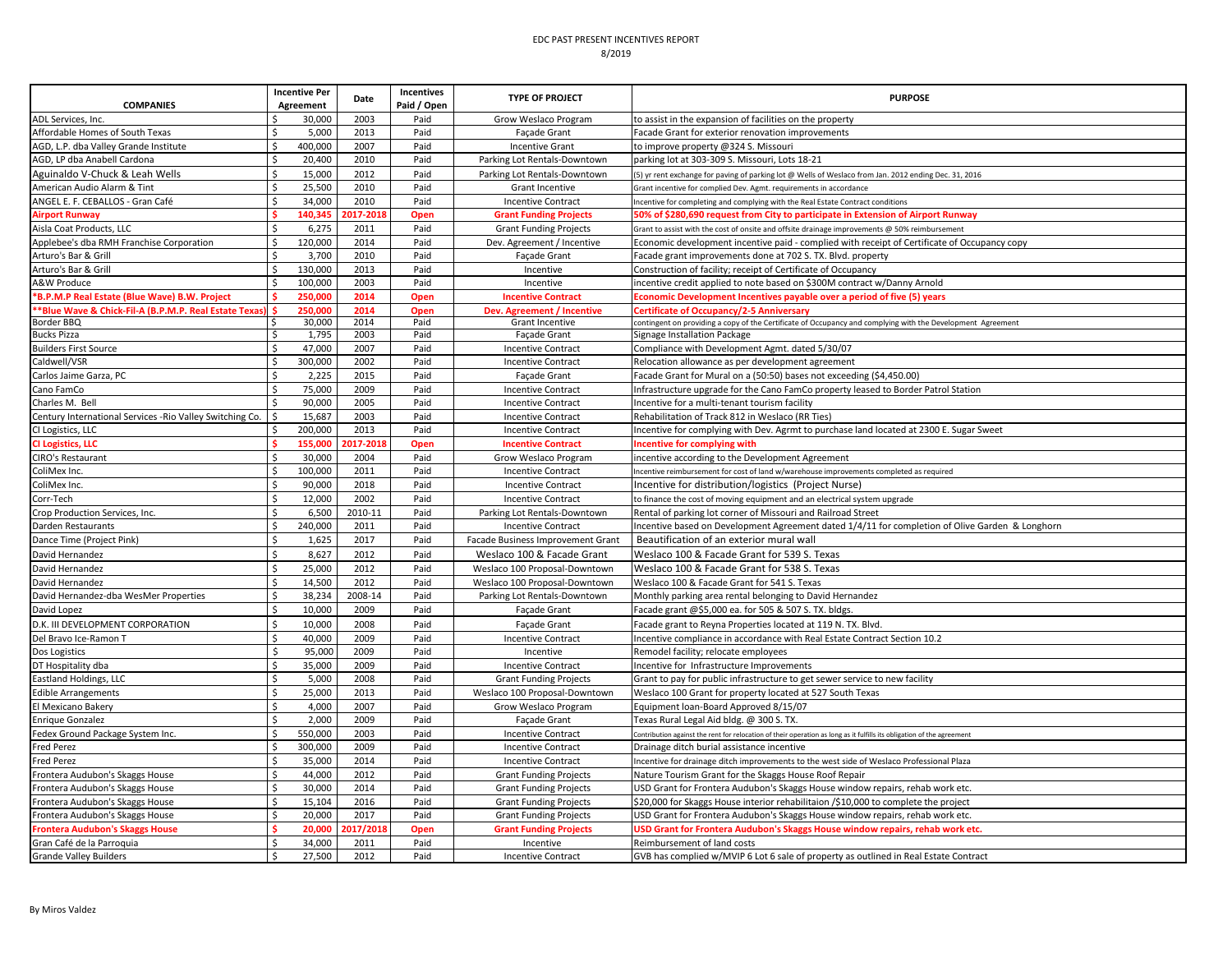EDC PAST PRESENT INCENTIVES REPORT

8/2019

| COMPANIES | Incentive Per Agreement | Date | Incentives Paid / Open | TYPE OF PROJECT | PURPOSE |
|---|---|---|---|---|---|
| ADL Services, Inc. | $ 30,000 | 2003 | Paid | Grow Weslaco Program | to assist in the expansion of facilities on the property |
| Affordable Homes of South Texas | $ 5,000 | 2013 | Paid | Façade Grant | Facade Grant for exterior renovation improvements |
| AGD, L.P. dba Valley Grande Institute | $ 400,000 | 2007 | Paid | Incentive Grant | to improve property @324 S. Missouri |
| AGD, LP dba Anabell Cardona | $ 20,400 | 2010 | Paid | Parking Lot Rentals-Downtown | parking lot at 303-309 S. Missouri, Lots 18-21 |
| Aguinaldo V-Chuck & Leah Wells | $ 15,000 | 2012 | Paid | Parking Lot Rentals-Downtown | (5) yr rent exchange for paving of parking lot @ Wells of Weslaco from Jan. 2012 ending Dec. 31, 2016 |
| American Audio Alarm & Tint | $ 25,500 | 2010 | Paid | Grant Incentive | Grant incentive for complied Dev. Agmt. requirements in accordance |
| ANGEL E. F. CEBALLOS - Gran Café | $ 34,000 | 2010 | Paid | Incentive Contract | Incentive for completing and complying with the Real Estate Contract conditions |
| **Airport Runway** | **$ 140,345** | **2017-2018** | **Open** | **Grant Funding Projects** | **50% of $280,690 request from City to participate in Extension of Airport Runway** |
| Aisla Coat Products, LLC | $ 6,275 | 2011 | Paid | Grant Funding Projects | Grant to assist with the cost of onsite and offsite drainage improvements @ 50% reimbursement |
| Applebee's dba RMH Franchise Corporation | $ 120,000 | 2014 | Paid | Dev. Agreement / Incentive | Economic development incentive paid - complied with receipt of Certificate of Occupancy copy |
| Arturo's Bar & Grill | $ 3,700 | 2010 | Paid | Façade Grant | Facade grant improvements done at 702 S. TX. Blvd. property |
| Arturo's Bar & Grill | $ 130,000 | 2013 | Paid | Incentive | Construction of facility; receipt of Certificate of Occupancy |
| A&W Produce | $ 100,000 | 2003 | Paid | Incentive | incentive credit applied to note based on $300M contract w/Danny Arnold |
| ***B.P.M.P Real Estate (Blue Wave) B.W. Project** | **$ 250,000** | **2014** | **Open** | **Incentive Contract** | **Economic Development Incentives payable over a period of five (5) years** |
| ****Blue Wave & Chick-Fil-A (B.P.M.P. Real Estate Texas)** | **$ 250,000** | **2014** | **Open** | **Dev. Agreement / Incentive** | **Certificate of Occupancy/2-5 Anniversary** |
| Border BBQ | $ 30,000 | 2014 | Paid | Grant Incentive | contingent on providing a copy of the Certificate of Occupancy and complying with the Development Agreement |
| Bucks Pizza | $ 1,795 | 2003 | Paid | Façade Grant | Signage Installation Package |
| Builders First Source | $ 47,000 | 2007 | Paid | Incentive Contract | Compliance with Development Agmt. dated 5/30/07 |
| Caldwell/VSR | $ 300,000 | 2002 | Paid | Incentive Contract | Relocation allowance as per development agreement |
| Carlos Jaime Garza, PC | $ 2,225 | 2015 | Paid | Façade Grant | Facade Grant for Mural on a (50:50) bases not exceeding ($4,450.00) |
| Cano FamCo | $ 75,000 | 2009 | Paid | Incentive Contract | Infrastructure upgrade for the Cano FamCo property leased to Border Patrol Station |
| Charles M. Bell | $ 90,000 | 2005 | Paid | Incentive Contract | Incentive for a multi-tenant tourism facility |
| Century International Services -Rio Valley Switching Co. | $ 15,687 | 2003 | Paid | Incentive Contract | Rehabilitation of Track 812 in Weslaco (RR Ties) |
| CI Logistics, LLC | $ 200,000 | 2013 | Paid | Incentive Contract | Incentive for complying with Dev. Agrmt to purchase land located at 2300 E. Sugar Sweet |
| **CI Logistics, LLC** | **$ 155,000** | **2017-2018** | **Open** | **Incentive Contract** | **Incentive for complying with** |
| CIRO's Restaurant | $ 30,000 | 2004 | Paid | Grow Weslaco Program | incentive according to the Development Agreement |
| ColiMex Inc. | $ 100,000 | 2011 | Paid | Incentive Contract | Incentive reimbursement for cost of land w/warehouse improvements completed as required |
| ColiMex Inc. | $ 90,000 | 2018 | Paid | Incentive Contract | Incentive for distribution/logistics (Project Nurse) |
| Corr-Tech | $ 12,000 | 2002 | Paid | Incentive Contract | to finance the cost of moving equipment and an electrical system upgrade |
| Crop Production Services, Inc. | $ 6,500 | 2010-11 | Paid | Parking Lot Rentals-Downtown | Rental of parking lot corner of Missouri and Railroad Street |
| Darden Restaurants | $ 240,000 | 2011 | Paid | Incentive Contract | Incentive based on Development Agreement dated 1/4/11 for completion of Olive Garden & Longhorn |
| Dance Time (Project Pink) | $ 1,625 | 2017 | Paid | Facade Business Improvement Grant | Beautification of an exterior mural wall |
| David Hernandez | $ 8,627 | 2012 | Paid | Weslaco 100 & Facade Grant | Weslaco 100 & Facade Grant for 539 S. Texas |
| David Hernandez | $ 25,000 | 2012 | Paid | Weslaco 100 Proposal-Downtown | Weslaco 100 & Facade Grant for 538 S. Texas |
| David Hernandez | $ 14,500 | 2012 | Paid | Weslaco 100 Proposal-Downtown | Weslaco 100 & Facade Grant for 541 S. Texas |
| David Hernandez-dba WesMer Properties | $ 38,234 | 2008-14 | Paid | Parking Lot Rentals-Downtown | Monthly parking area rental belonging to David Hernandez |
| David Lopez | $ 10,000 | 2009 | Paid | Façade Grant | Facade grant @$5,000 ea. for 505 & 507 S. TX. bldgs. |
| D.K. III DEVELOPMENT CORPORATION | $ 10,000 | 2008 | Paid | Façade Grant | Facade grant to Reyna Properties located at 119 N. TX. Blvd. |
| Del Bravo Ice-Ramon T | $ 40,000 | 2009 | Paid | Incentive Contract | Incentive compliance in accordance with Real Estate Contract Section 10.2 |
| Dos Logistics | $ 95,000 | 2009 | Paid | Incentive | Remodel facility; relocate employees |
| DT Hospitality dba | $ 35,000 | 2009 | Paid | Incentive Contract | Incentive for Infrastructure Improvements |
| Eastland Holdings, LLC | $ 5,000 | 2008 | Paid | Grant Funding Projects | Grant to pay for public infrastructure to get sewer service to new facility |
| Edible Arrangements | $ 25,000 | 2013 | Paid | Weslaco 100 Proposal-Downtown | Weslaco 100 Grant for property located at 527 South Texas |
| El Mexicano Bakery | $ 4,000 | 2007 | Paid | Grow Weslaco Program | Equipment loan-Board Approved 8/15/07 |
| Enrique Gonzalez | $ 2,000 | 2009 | Paid | Façade Grant | Texas Rural Legal Aid bldg. @ 300 S. TX. |
| Fedex Ground Package System Inc. | $ 550,000 | 2003 | Paid | Incentive Contract | Contribution against the rent for relocation of their operation as long as it fulfills its obligation of the agreement |
| Fred Perez | $ 300,000 | 2009 | Paid | Incentive Contract | Drainage ditch burial assistance incentive |
| Fred Perez | $ 35,000 | 2014 | Paid | Incentive Contract | Incentive for drainage ditch improvements to the west side of Weslaco Professional Plaza |
| Frontera Audubon's Skaggs House | $ 44,000 | 2012 | Paid | Grant Funding Projects | Nature Tourism Grant for the Skaggs House Roof Repair |
| Frontera Audubon's Skaggs House | $ 30,000 | 2014 | Paid | Grant Funding Projects | USD Grant for Frontera Audubon's Skaggs House window repairs, rehab work etc. |
| Frontera Audubon's Skaggs House | $ 15,104 | 2016 | Paid | Grant Funding Projects | $20,000 for Skaggs House interior rehabilitaion /$10,000 to complete the project |
| Frontera Audubon's Skaggs House | $ 20,000 | 2017 | Paid | Grant Funding Projects | USD Grant for Frontera Audubon's Skaggs House window repairs, rehab work etc. |
| **Frontera Audubon's Skaggs House** | **$ 20,000** | **2017/2018** | **Open** | **Grant Funding Projects** | **USD Grant for Frontera Audubon's Skaggs House window repairs, rehab work etc.** |
| Gran Café de la Parroquia | $ 34,000 | 2011 | Paid | Incentive | Reimbursement of land costs |
| Grande Valley Builders | $ 27,500 | 2012 | Paid | Incentive Contract | GVB has complied w/MVIP 6 Lot 6 sale of property as outlined in Real Estate Contract |

By Miros Valdez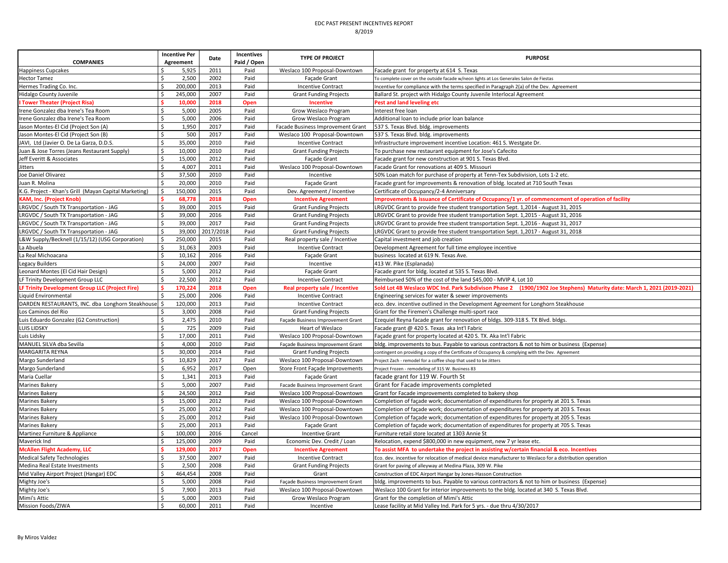EDC PAST PRESENT INCENTIVES REPORT

8/2019

| COMPANIES | Incentive Per Agreement | Date | Incentives Paid / Open | TYPE OF PROJECT | PURPOSE |
|---|---|---|---|---|---|
| Happiness Cupcakes | $ 5,925 | 2011 | Paid | Weslaco 100 Proposal-Downtown | Facade grant for property at 614 S. Texas |
| Hector Tamez | $ 2,500 | 2002 | Paid | Façade Grant | To complete cover on the outside facade w/neon lights at Los Generales Salon de Fiestas |
| Hermes Trading Co. Inc. | $ 200,000 | 2013 | Paid | Incentive Contract | Incentive for compliance with the terms specified in Paragraph 2(a) of the Dev. Agreement |
| Hidalgo County Juvenile | $ 245,000 | 2007 | Paid | Grant Funding Projects | Ballard St. project with Hidalgo County Juvenile Interlocal Agreement |
| **I Tower Theater (Project Risa)** | **$ 10,000** | **2018** | **Open** | **Incentive** | **Pest and land leveling etc** |
| Irene Gonzalez dba Irene's Tea Room | $ 5,000 | 2005 | Paid | Grow Weslaco Program | Interest free loan |
| Irene Gonzalez dba Irene's Tea Room | $ 5,000 | 2006 | Paid | Grow Weslaco Program | Additional loan to include prior loan balance |
| Jason Montes-El Cid (Project Son (A) | $ 1,950 | 2017 | Paid | Facade Business Improvement Grant | 537 S. Texas Blvd. bldg. improvements |
| Jason Montes-El Cid (Project Son (B) | $ 500 | 2017 | Paid | Weslaco 100 Proposal-Downtown | 537 S. Texas Blvd. bldg. improvements |
| JAVI, Ltd (Javier O. De La Garza, D.D.S. | $ 35,000 | 2010 | Paid | Incentive Contract | Infrastructure improvement incentive Location: 461 S. Westgate Dr. |
| Juan & Jose Torres (Jeans Restaurant Supply) | $ 10,000 | 2010 | Paid | Grant Funding Projects | To purchase new restaurant equipment for Jose's Cafecito |
| Jeff Everitt & Associates | $ 15,000 | 2012 | Paid | Façade Grant | Facade grant for new construction at 901 S. Texas Blvd. |
| Jitters | $ 4,007 | 2011 | Paid | Weslaco 100 Proposal-Downtown | Facade Grant for renovations at 409 S. Missouri |
| Joe Daniel Olivarez | $ 37,500 | 2010 | Paid | Incentive | 50% Loan match for purchase of property at Tenn-Tex Subdivision, Lots 1-2 etc. |
| Juan R. Molina | $ 20,000 | 2010 | Paid | Façade Grant | Facade grant for improvements & renovation of bldg. located at 710 South Texas |
| K.G. Project - Khan's Grill (Mayan Capital Marketing) | $ 150,000 | 2015 | Paid | Dev. Agreement / Incentive | Certificate of Occupancy/2-4 Anniversary |
| **KAM, Inc. (Project Knob)** | **$ 68,778** | **2018** | **Open** | **Incentive Agreement** | **Improvements & issuance of Certificate of Occupancy/1 yr. of commencement of operation of facility** |
| LRGVDC / South TX Transportation - JAG | $ 39,000 | 2015 | Paid | Grant Funding Projects | LRGVDC Grant to provide free student transportation Sept. 1,2014 - August 31, 2015 |
| LRGVDC / South TX Transportation - JAG | $ 39,000 | 2016 | Paid | Grant Funding Projects | LRGVDC Grant to provide free student transportation Sept. 1,2015 - August 31, 2016 |
| LRGVDC / South TX Transportation - JAG | $ 39,000 | 2017 | Paid | Grant Funding Projects | LRGVDC Grant to provide free student transportation Sept. 1,2016 - August 31, 2017 |
| LRGVDC / South TX Transportation - JAG | $ 39,000 | 2017/2018 | Paid | Grant Funding Projects | LRGVDC Grant to provide free student transportation Sept. 1,2017 - August 31, 2018 |
| L&W Supply/Becknell (1/15/12) (USG Corporation) | $ 250,000 | 2015 | Paid | Real property sale / Incentive | Capital investment and job creation |
| La Abuela | $ 31,063 | 2003 | Paid | Incentive Contract | Development Agreement for full time employee incentive |
| La Real Michoacana | $ 10,162 | 2016 | Paid | Façade Grant | business located at 619 N. Texas Ave. |
| Legacy Builders | $ 24,000 | 2007 | Paid | Incentive | 413 W. Pike (Esplanada) |
| Leonard Montes (El Cid Hair Design) | $ 5,000 | 2012 | Paid | Façade Grant | Facade grant for bldg. located at 535 S. Texas Blvd. |
| LF Trinity Development Group LLC | $ 22,500 | 2012 | Paid | Incentive Contract | Reimbursed 50% of the cost of the land $45,000 - MVIP 4, Lot 10 |
| **LF Trinity Development Group LLC (Project Fire)** | **$ 170,224** | **2018** | **Open** | **Real property sale / Incentive** | **Sold Lot 4B Weslaco WDC Ind. Park Subdivison Phase 2 (1900/1902 Joe Stephens) Maturity date: March 1, 2021 (2019-2021)** |
| Liquid Environmental | $ 25,000 | 2006 | Paid | Incentive Contract | Engineering services for water & sewer improvements |
| DARDEN RESTAURANTS, INC. dba Longhorn Steakhouse | $ 120,000 | 2013 | Paid | Incentive Contract | eco. dev. incentive outlined in the Development Agreement for Longhorn Steakhouse |
| Los Caminos del Rio | $ 3,000 | 2008 | Paid | Grant Funding Projects | Grant for the Firemen's Challenge multi-sport race |
| Luis Eduardo Gonzalez (G2 Construction) | $ 2,475 | 2010 | Paid | Façade Business Improvement Grant | Ezequiel Reyna facade grant for renovation of bldgs. 309-318 S. TX Blvd. bldgs. |
| LUIS LIDSKY | $ 725 | 2009 | Paid | Heart of Weslaco | Facade grant @ 420 S. Texas aka Int'l Fabric |
| Luis Lidsky | $ 17,000 | 2011 | Paid | Weslaco 100 Proposal-Downtown | Façade grant for property located at 420 S. TX. Aka Int'l Fabric |
| MANUEL SILVA dba Sevilla | $ 4,000 | 2010 | Paid | Façade Business Improvement Grant | bldg. improvements to bus. Payable to various contractors & not to him or business (Expense) |
| MARGARITA REYNA | $ 30,000 | 2014 | Paid | Grant Funding Projects | contingent on providing a copy of the Certificate of Occupancy & complying with the Dev. Agreement |
| Margo Sunderland | $ 10,829 | 2017 | Paid | Weslaco 100 Proposal-Downtown | Project Zach - remodel for a coffee shop that used to be Jitters |
| Margo Sunderland | $ 6,952 | 2017 | Open | Store Front Façade Improvements | Project Frozen - remodeling of 315 W. Business 83 |
| Maria Cuellar | $ 1,341 | 2013 | Paid | Façade Grant | facade grant for 119 W. Fourth St |
| Marines Bakery | $ 5,000 | 2007 | Paid | Facade Business Improvement Grant | Grant for Facade improvements completed |
| Marines Bakery | $ 24,500 | 2012 | Paid | Weslaco 100 Proposal-Downtown | Grant for Facade improvements completed to bakery shop |
| Marines Bakery | $ 15,000 | 2012 | Paid | Weslaco 100 Proposal-Downtown | Completion of façade work; documentation of expenditures for property at 201 S. Texas |
| Marines Bakery | $ 25,000 | 2012 | Paid | Weslaco 100 Proposal-Downtown | Completion of façade work; documentation of expenditures for property at 203 S. Texas |
| Marines Bakery | $ 25,000 | 2012 | Paid | Weslaco 100 Proposal-Downtown | Completion of façade work; documentation of expenditures for property at 205 S. Texas |
| Marines Bakery | $ 25,000 | 2013 | Paid | Façade Grant | Completion of façade work; documentation of expenditures for property at 705 S. Texas |
| Martinez Furniture & Appliance | $ 100,000 | 2016 | Cancel | Incentive Grant | Furniture retail store located at 1303 Annie St |
| Maverick Ind | $ 125,000 | 2009 | Paid | Economic Dev. Credit / Loan | Relocation, expend $800,000 in new equipment, new 7 yr lease etc. |
| **McAllen Flight Academy, LLC** | **$ 129,000** | **2017** | **Open** | **Incentive Agreement** | **To assist MFA to undertake the project in assisting w/certain financial & eco. Incentives** |
| Medical Safety Technologies | $ 37,500 | 2007 | Paid | Incentive Contract | Eco. dev. incentive for relocation of medical device manufacturer to Weslaco for a distribution operation |
| Medina Real Estate Investments | $ 2,500 | 2008 | Paid | Grant Funding Projects | Grant for paving of alleyway at Medina Plaza, 309 W. Pike |
| Mid Valley Airport Project (Hangar) EDC | $ 464,454 | 2008 | Paid | Grant | Construction of EDC Airport Hangar by Jones-Hasson Construction |
| Mighty Joe's | $ 5,000 | 2008 | Paid | Façade Business Improvement Grant | bldg. improvements to bus. Payable to various contractors & not to him or business (Expense) |
| Mighty Joe's | $ 7,900 | 2013 | Paid | Weslaco 100 Proposal-Downtown | Weslaco 100 Grant for interior improvements to the bldg. located at 340 S. Texas Blvd. |
| Mimi's Attic | $ 5,000 | 2003 | Paid | Grow Weslaco Program | Grant for the completion of Mimi's Attic |
| Mission Foods/ZIWA | $ 60,000 | 2011 | Paid | Incentive | Lease facility at Mid Valley Ind. Park for 5 yrs. - due thru 4/30/2017 |

By Miros Valdez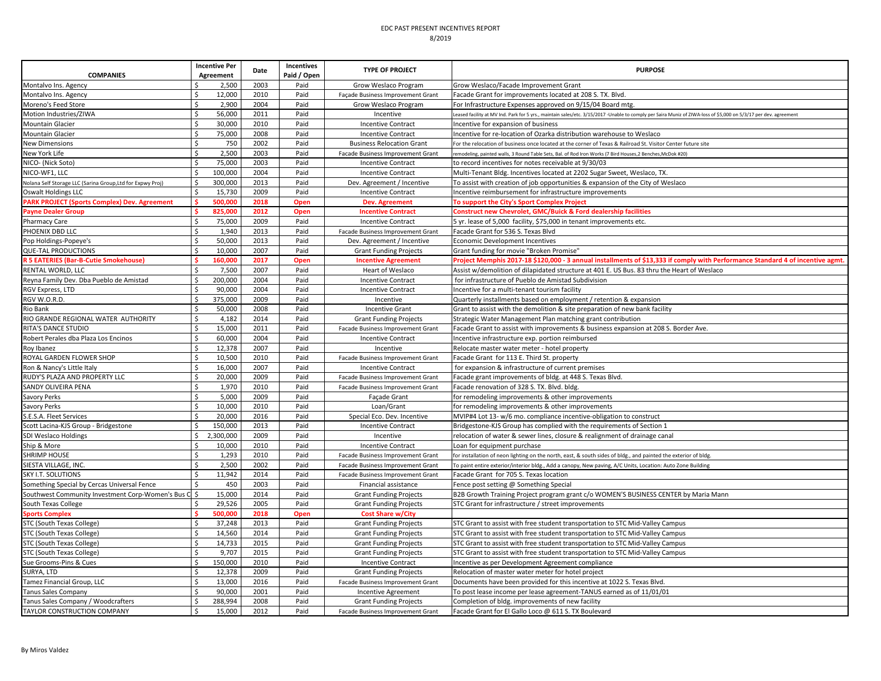EDC PAST PRESENT INCENTIVES REPORT

8/2019

| COMPANIES | Incentive Per Agreement | Date | Incentives Paid / Open | TYPE OF PROJECT | PURPOSE |
|---|---|---|---|---|---|
| Montalvo Ins. Agency | $ 2,500 | 2003 | Paid | Grow Weslaco Program | Grow Weslaco/Facade Improvement Grant |
| Montalvo Ins. Agency | $ 12,000 | 2010 | Paid | Façade Business Improvement Grant | Facade Grant for improvements located at 208 S. TX. Blvd. |
| Moreno's Feed Store | $ 2,900 | 2004 | Paid | Grow Weslaco Program | For Infrastructure Expenses approved on 9/15/04 Board mtg. |
| Motion Industries/ZIWA | $ 56,000 | 2011 | Paid | Incentive | Leased facility at MV Ind. Park for 5 yrs., maintain sales/etc. 3/15/2017 -Unable to comply per Saira Muniz of ZIWA-loss of $5,000 on 5/3/17 per dev. agreement |
| Mountain Glacier | $ 30,000 | 2010 | Paid | Incentive Contract | Incentive for expansion of business |
| Mountain Glacier | $ 75,000 | 2008 | Paid | Incentive Contract | Incentive for re-location of Ozarka distribution warehouse to Weslaco |
| New Dimensions | $ 750 | 2002 | Paid | Business Relocation Grant | For the relocation of business once located at the corner of Texas & Railroad St. Visitor Center future site |
| New York Life | $ 2,500 | 2003 | Paid | Facade Business Improvement Grant | remodeling, painted walls, 3 Round Table Sets, Bal. of Rod Iron Works (7 Bird Houses,2 Benches,McDok #20) |
| NICO- (Nick Soto) | $ 75,000 | 2003 | Paid | Incentive Contract | to record incentives for notes receivable at 9/30/03 |
| NICO-WF1, LLC | $ 100,000 | 2004 | Paid | Incentive Contract | Multi-Tenant Bldg. Incentives located at 2202 Sugar Sweet, Weslaco, TX. |
| Nolana Self Storage LLC (Sarina Group,Ltd for Expwy Proj) | $ 300,000 | 2013 | Paid | Dev. Agreement / Incentive | To assist with creation of job opportunities & expansion of the City of Weslaco |
| Oswalt Holdings LLC | $ 15,730 | 2009 | Paid | Incentive Contract | Incentive reimbursement for infrastructure improvements |
| **PARK PROJECT (Sports Complex) Dev. Agreement** | **$ 500,000** | **2018** | **Open** | **Dev. Agreement** | **To support the City's Sport Complex Project** |
| **Payne Dealer Group** | **$ 825,000** | **2012** | **Open** | **Incentive Contract** | **Construct new Chevrolet, GMC/Buick & Ford dealership facilities** |
| Pharmacy Care | $ 75,000 | 2009 | Paid | Incentive Contract | 5 yr. lease of 5,000 facility, $75,000 in tenant improvements etc. |
| PHOENIX DBD LLC | $ 1,940 | 2013 | Paid | Facade Business Improvement Grant | Facade Grant for 536 S. Texas Blvd |
| Pop Holdings-Popeye's | $ 50,000 | 2013 | Paid | Dev. Agreement / Incentive | Economic Development Incentives |
| QUE-TAL PRODUCTIONS | $ 10,000 | 2007 | Paid | Grant Funding Projects | Grant funding for movie "Broken Promise" |
| **R 5 EATERIES (Bar-B-Cutie Smokehouse)** | **$ 160,000** | **2017** | **Open** | **Incentive Agreement** | **Project Memphis 2017-18 $120,000 - 3 annual installments of $13,333 if comply with Performance Standard 4 of incentive agmt.** |
| RENTAL WORLD, LLC | $ 7,500 | 2007 | Paid | Heart of Weslaco | Assist w/demolition of dilapidated structure at 401 E. US Bus. 83 thru the Heart of Weslaco |
| Reyna Family Dev. Dba Pueblo de Amistad | $ 200,000 | 2004 | Paid | Incentive Contract | for infrastructure of Pueblo de Amistad Subdivision |
| RGV Express, LTD | $ 90,000 | 2004 | Paid | Incentive Contract | Incentive for a multi-tenant tourism facility |
| RGV W.O.R.D. | $ 375,000 | 2009 | Paid | Incentive | Quarterly installments based on employment / retention & expansion |
| Rio Bank | $ 50,000 | 2008 | Paid | Incentive Grant | Grant to assist with the demolition & site preparation of new bank facility |
| RIO GRANDE REGIONAL WATER AUTHORITY | $ 4,182 | 2014 | Paid | Grant Funding Projects | Strategic Water Management Plan matching grant contribution |
| RITA'S DANCE STUDIO | $ 15,000 | 2011 | Paid | Facade Business Improvement Grant | Facade Grant to assist with improvements & business expansion at 208 S. Border Ave. |
| Robert Perales dba Plaza Los Encinos | $ 60,000 | 2004 | Paid | Incentive Contract | Incentive infrastructure exp. portion reimbursed |
| Roy Ibanez | $ 12,378 | 2007 | Paid | Incentive | Relocate master water meter - hotel property |
| ROYAL GARDEN FLOWER SHOP | $ 10,500 | 2010 | Paid | Facade Business Improvement Grant | Facade Grant for 113 E. Third St. property |
| Ron & Nancy's Little Italy | $ 16,000 | 2007 | Paid | Incentive Contract | for expansion & infrastructure of current premises |
| RUDY'S PLAZA AND PROPERTY LLC | $ 20,000 | 2009 | Paid | Facade Business Improvement Grant | Facade grant improvements of bldg. at 448 S. Texas Blvd. |
| SANDY OLIVEIRA PENA | $ 1,970 | 2010 | Paid | Facade Business Improvement Grant | Facade renovation of 328 S. TX. Blvd. bldg. |
| Savory Perks | $ 5,000 | 2009 | Paid | Façade Grant | for remodeling improvements & other improvements |
| Savory Perks | $ 10,000 | 2010 | Paid | Loan/Grant | for remodeling improvements & other improvements |
| S.E.S.A. Fleet Services | $ 20,000 | 2016 | Paid | Special Eco. Dev. Incentive | MVIP#4 Lot 13- w/6 mo. compliance incentive-obligation to construct |
| Scott Lacina-KJS Group - Bridgestone | $ 150,000 | 2013 | Paid | Incentive Contract | Bridgestone-KJS Group has complied with the requirements of Section 1 |
| SDI Weslaco Holdings | $ 2,300,000 | 2009 | Paid | Incentive | relocation of water & sewer lines, closure & realignment of drainage canal |
| Ship & More | $ 10,000 | 2010 | Paid | Incentive Contract | Loan for equipment purchase |
| SHRIMP HOUSE | $ 1,293 | 2010 | Paid | Facade Business Improvement Grant | for installation of neon lighting on the north, east, & south sides of bldg., and painted the exterior of bldg. |
| SIESTA VILLAGE, INC. | $ 2,500 | 2002 | Paid | Facade Business Improvement Grant | To paint entire exterior/interior bldg., Add a canopy, New paving, A/C Units, Location: Auto Zone Building |
| SKY I.T. SOLUTIONS | $ 11,942 | 2014 | Paid | Facade Business Improvement Grant | Facade Grant for 705 S. Texas location |
| Something Special by Cercas Universal Fence | $ 450 | 2003 | Paid | Financial assistance | Fence post setting @ Something Special |
| Southwest Community Investment Corp-Women's Bus C | $ 15,000 | 2014 | Paid | Grant Funding Projects | B2B Growth Training Project program grant c/o WOMEN'S BUSINESS CENTER by Maria Mann |
| South Texas College | $ 29,526 | 2005 | Paid | Grant Funding Projects | STC Grant for infrastructure / street improvements |
| **Sports Complex** | **$ 500,000** | **2018** | **Open** | **Cost Share w/City** | |
| STC (South Texas College) | $ 37,248 | 2013 | Paid | Grant Funding Projects | STC Grant to assist with free student transportation to STC Mid-Valley Campus |
| STC (South Texas College) | $ 14,560 | 2014 | Paid | Grant Funding Projects | STC Grant to assist with free student transportation to STC Mid-Valley Campus |
| STC (South Texas College) | $ 14,733 | 2015 | Paid | Grant Funding Projects | STC Grant to assist with free student transportation to STC Mid-Valley Campus |
| STC (South Texas College) | $ 9,707 | 2015 | Paid | Grant Funding Projects | STC Grant to assist with free student transportation to STC Mid-Valley Campus |
| Sue Grooms-Pins & Cues | $ 150,000 | 2010 | Paid | Incentive Contract | Incentive as per Development Agreement compliance |
| SURYA, LTD | $ 12,378 | 2009 | Paid | Grant Funding Projects | Relocation of master water meter for hotel project |
| Tamez Financial Group, LLC | $ 13,000 | 2016 | Paid | Facade Business Improvement Grant | Documents have been provided for this incentive at 1022 S. Texas Blvd. |
| Tanus Sales Company | $ 90,000 | 2001 | Paid | Incentive Agreement | To post lease income per lease agreement-TANUS earned as of 11/01/01 |
| Tanus Sales Company / Woodcrafters | $ 288,994 | 2008 | Paid | Grant Funding Projects | Completion of bldg. improvements of new facility |
| TAYLOR CONSTRUCTION COMPANY | $ 15,000 | 2012 | Paid | Facade Business Improvement Grant | Facade Grant for El Gallo Loco @ 611 S. TX Boulevard |

By Miros Valdez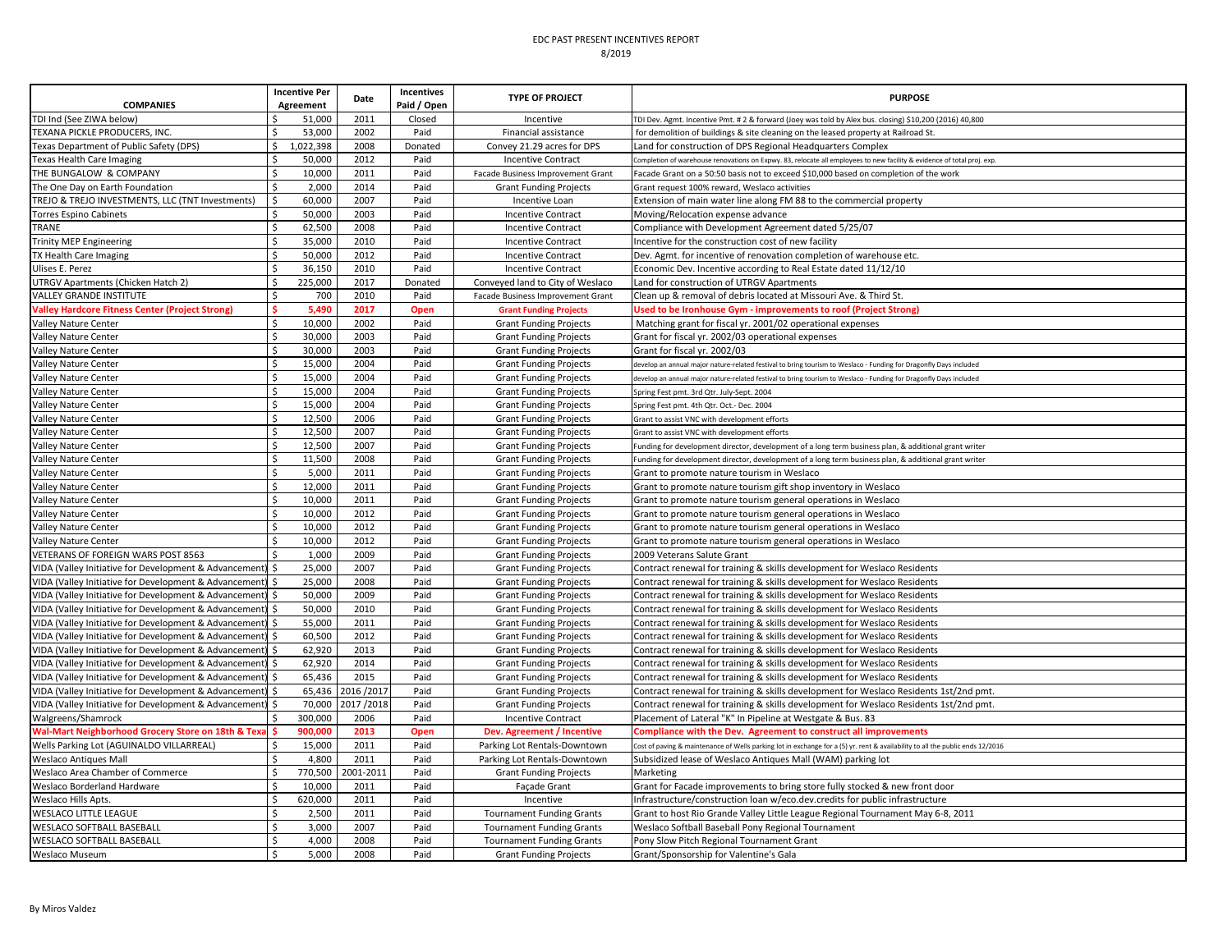EDC PAST PRESENT INCENTIVES REPORT

8/2019

| COMPANIES | Incentive Per Agreement | Date | Incentives Paid / Open | TYPE OF PROJECT | PURPOSE |
|---|---|---|---|---|---|
| TDI Ind (See ZIWA below) | $ 51,000 | 2011 | Closed | Incentive | TDI Dev. Agmt. Incentive Pmt. # 2 & forward (Joey was told by Alex bus. closing) $10,200 (2016) 40,800 |
| TEXANA PICKLE PRODUCERS, INC. | $ 53,000 | 2002 | Paid | Financial assistance | for demolition of buildings & site cleaning on the leased property at Railroad St. |
| Texas Department of Public Safety (DPS) | $ 1,022,398 | 2008 | Donated | Convey 21.29 acres for DPS | Land for construction of DPS Regional Headquarters Complex |
| Texas Health Care Imaging | $ 50,000 | 2012 | Paid | Incentive Contract | Completion of warehouse renovations on Expwy. 83, relocate all employees to new facility & evidence of total proj. exp. |
| THE BUNGALOW & COMPANY | $ 10,000 | 2011 | Paid | Facade Business Improvement Grant | Facade Grant on a 50:50 basis not to exceed $10,000 based on completion of the work |
| The One Day on Earth Foundation | $ 2,000 | 2014 | Paid | Grant Funding Projects | Grant request 100% reward, Weslaco activities |
| TREJO & TREJO INVESTMENTS, LLC (TNT Investments) | $ 60,000 | 2007 | Paid | Incentive Loan | Extension of main water line along FM 88 to the commercial property |
| Torres Espino Cabinets | $ 50,000 | 2003 | Paid | Incentive Contract | Moving/Relocation expense advance |
| TRANE | $ 62,500 | 2008 | Paid | Incentive Contract | Compliance with Development Agreement dated 5/25/07 |
| Trinity MEP Engineering | $ 35,000 | 2010 | Paid | Incentive Contract | Incentive for the construction cost of new facility |
| TX Health Care Imaging | $ 50,000 | 2012 | Paid | Incentive Contract | Dev. Agmt. for incentive of renovation completion of warehouse etc. |
| Ulises E. Perez | $ 36,150 | 2010 | Paid | Incentive Contract | Economic Dev. Incentive according to Real Estate dated 11/12/10 |
| UTRGV Apartments (Chicken Hatch 2) | $ 225,000 | 2017 | Donated | Conveyed land to City of Weslaco | Land for construction of UTRGV Apartments |
| VALLEY GRANDE INSTITUTE | $ 700 | 2010 | Paid | Facade Business Improvement Grant | Clean up & removal of debris located at Missouri Ave. & Third St. |
| **Valley Hardcore Fitness Center (Project Strong)** | **$ 5,490** | **2017** | **Open** | **Grant Funding Projects** | **Used to be Ironhouse Gym - improvements to roof (Project Strong)** |
| Valley Nature Center | $ 10,000 | 2002 | Paid | Grant Funding Projects | Matching grant for fiscal yr. 2001/02 operational expenses |
| Valley Nature Center | $ 30,000 | 2003 | Paid | Grant Funding Projects | Grant for fiscal yr. 2002/03 operational expenses |
| Valley Nature Center | $ 30,000 | 2003 | Paid | Grant Funding Projects | Grant for fiscal yr. 2002/03 |
| Valley Nature Center | $ 15,000 | 2004 | Paid | Grant Funding Projects | develop an annual major nature-related festival to bring tourism to Weslaco - Funding for Dragonfly Days included |
| Valley Nature Center | $ 15,000 | 2004 | Paid | Grant Funding Projects | develop an annual major nature-related festival to bring tourism to Weslaco - Funding for Dragonfly Days included |
| Valley Nature Center | $ 15,000 | 2004 | Paid | Grant Funding Projects | Spring Fest pmt. 3rd Qtr. July-Sept. 2004 |
| Valley Nature Center | $ 15,000 | 2004 | Paid | Grant Funding Projects | Spring Fest pmt. 4th Qtr. Oct.- Dec. 2004 |
| Valley Nature Center | $ 12,500 | 2006 | Paid | Grant Funding Projects | Grant to assist VNC with development efforts |
| Valley Nature Center | $ 12,500 | 2007 | Paid | Grant Funding Projects | Grant to assist VNC with development efforts |
| Valley Nature Center | $ 12,500 | 2007 | Paid | Grant Funding Projects | Funding for development director, development of a long term business plan, & additional grant writer |
| Valley Nature Center | $ 11,500 | 2008 | Paid | Grant Funding Projects | Funding for development director, development of a long term business plan, & additional grant writer |
| Valley Nature Center | $ 5,000 | 2011 | Paid | Grant Funding Projects | Grant to promote nature tourism in Weslaco |
| Valley Nature Center | $ 12,000 | 2011 | Paid | Grant Funding Projects | Grant to promote nature tourism gift shop inventory in Weslaco |
| Valley Nature Center | $ 10,000 | 2011 | Paid | Grant Funding Projects | Grant to promote nature tourism general operations in Weslaco |
| Valley Nature Center | $ 10,000 | 2012 | Paid | Grant Funding Projects | Grant to promote nature tourism general operations in Weslaco |
| Valley Nature Center | $ 10,000 | 2012 | Paid | Grant Funding Projects | Grant to promote nature tourism general operations in Weslaco |
| Valley Nature Center | $ 10,000 | 2012 | Paid | Grant Funding Projects | Grant to promote nature tourism general operations in Weslaco |
| VETERANS OF FOREIGN WARS POST 8563 | $ 1,000 | 2009 | Paid | Grant Funding Projects | 2009 Veterans Salute Grant |
| VIDA (Valley Initiative for Development & Advancement) | $ 25,000 | 2007 | Paid | Grant Funding Projects | Contract renewal for training & skills development for Weslaco Residents |
| VIDA (Valley Initiative for Development & Advancement) | $ 25,000 | 2008 | Paid | Grant Funding Projects | Contract renewal for training & skills development for Weslaco Residents |
| VIDA (Valley Initiative for Development & Advancement) | $ 50,000 | 2009 | Paid | Grant Funding Projects | Contract renewal for training & skills development for Weslaco Residents |
| VIDA (Valley Initiative for Development & Advancement) | $ 50,000 | 2010 | Paid | Grant Funding Projects | Contract renewal for training & skills development for Weslaco Residents |
| VIDA (Valley Initiative for Development & Advancement) | $ 55,000 | 2011 | Paid | Grant Funding Projects | Contract renewal for training & skills development for Weslaco Residents |
| VIDA (Valley Initiative for Development & Advancement) | $ 60,500 | 2012 | Paid | Grant Funding Projects | Contract renewal for training & skills development for Weslaco Residents |
| VIDA (Valley Initiative for Development & Advancement) | $ 62,920 | 2013 | Paid | Grant Funding Projects | Contract renewal for training & skills development for Weslaco Residents |
| VIDA (Valley Initiative for Development & Advancement) | $ 62,920 | 2014 | Paid | Grant Funding Projects | Contract renewal for training & skills development for Weslaco Residents |
| VIDA (Valley Initiative for Development & Advancement) | $ 65,436 | 2015 | Paid | Grant Funding Projects | Contract renewal for training & skills development for Weslaco Residents |
| VIDA (Valley Initiative for Development & Advancement) | $ 65,436 | 2016 /2017 | Paid | Grant Funding Projects | Contract renewal for training & skills development for Weslaco Residents 1st/2nd pmt. |
| VIDA (Valley Initiative for Development & Advancement) | $ 70,000 | 2017 /2018 | Paid | Grant Funding Projects | Contract renewal for training & skills development for Weslaco Residents 1st/2nd pmt. |
| Walgreens/Shamrock | $ 300,000 | 2006 | Paid | Incentive Contract | Placement of Lateral "K" In Pipeline at Westgate & Bus. 83 |
| **Wal-Mart Neighborhood Grocery Store on 18th & Texa** | **$ 900,000** | **2013** | **Open** | **Dev. Agreement / Incentive** | **Compliance with the Dev. Agreement to construct all improvements** |
| Wells Parking Lot (AGUINALDO VILLARREAL) | $ 15,000 | 2011 | Paid | Parking Lot Rentals-Downtown | Cost of paving & maintenance of Wells parking lot in exchange for a (5) yr. rent & availability to all the public ends 12/2016 |
| Weslaco Antiques Mall | $ 4,800 | 2011 | Paid | Parking Lot Rentals-Downtown | Subsidized lease of Weslaco Antiques Mall (WAM) parking lot |
| Weslaco Area Chamber of Commerce | $ 770,500 | 2001-2011 | Paid | Grant Funding Projects | Marketing |
| Weslaco Borderland Hardware | $ 10,000 | 2011 | Paid | Façade Grant | Grant for Facade improvements to bring store fully stocked & new front door |
| Weslaco Hills Apts. | $ 620,000 | 2011 | Paid | Incentive | Infrastructure/construction loan w/eco.dev.credits for public infrastructure |
| WESLACO LITTLE LEAGUE | $ 2,500 | 2011 | Paid | Tournament Funding Grants | Grant to host Rio Grande Valley Little League Regional Tournament May 6-8, 2011 |
| WESLACO SOFTBALL BASEBALL | $ 3,000 | 2007 | Paid | Tournament Funding Grants | Weslaco Softball Baseball Pony Regional Tournament |
| WESLACO SOFTBALL BASEBALL | $ 4,000 | 2008 | Paid | Tournament Funding Grants | Pony Slow Pitch Regional Tournament Grant |
| Weslaco Museum | $ 5,000 | 2008 | Paid | Grant Funding Projects | Grant/Sponsorship for Valentine's Gala |

By Miros Valdez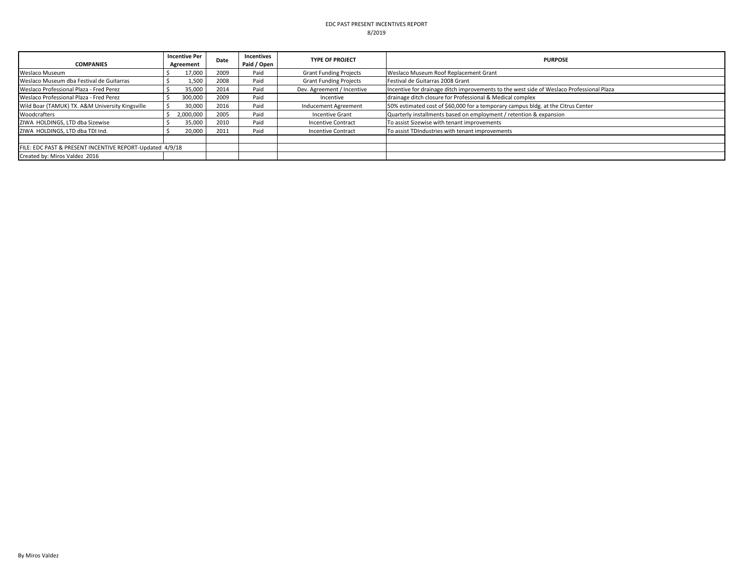EDC PAST PRESENT INCENTIVES REPORT

8/2019

| COMPANIES | Incentive Per Agreement | Date | Incentives Paid / Open | TYPE OF PROJECT | PURPOSE |
|---|---|---|---|---|---|
| Weslaco Museum | $ 17,000 | 2009 | Paid | Grant Funding Projects | Weslaco Museum Roof Replacement Grant |
| Weslaco Museum dba Festival de Guitarras | $ 1,500 | 2008 | Paid | Grant Funding Projects | Festival de Guitarras 2008 Grant |
| Weslaco Professional Plaza - Fred Perez | $ 35,000 | 2014 | Paid | Dev. Agreement / Incentive | Incentive for drainage ditch improvements to the west side of Weslaco Professional Plaza |
| Weslaco Professional Plaza - Fred Perez | $ 300,000 | 2009 | Paid | Incentive | drainage ditch closure for Professional & Medical complex |
| Wild Boar (TAMUK) TX. A&M University Kingsville | $ 30,000 | 2016 | Paid | Inducement Agreement | 50% estimated cost of $60,000 for a temporary campus bldg. at the Citrus Center |
| Woodcrafters | $ 2,000,000 | 2005 | Paid | Incentive Grant | Quarterly installments based on employment / retention & expansion |
| ZIWA HOLDINGS, LTD dba Sizewise | $ 35,000 | 2010 | Paid | Incentive Contract | To assist Sizewise with tenant improvements |
| ZIWA HOLDINGS, LTD dba TDI Ind. | $ 20,000 | 2011 | Paid | Incentive Contract | To assist TDIndustries with tenant improvements |
| | | | | | |
| FILE: EDC PAST & PRESENT INCENTIVE REPORT-Updated 4/9/18 | | | | | |
| Created by: Miros Valdez 2016 | | | | | |

By Miros Valdez